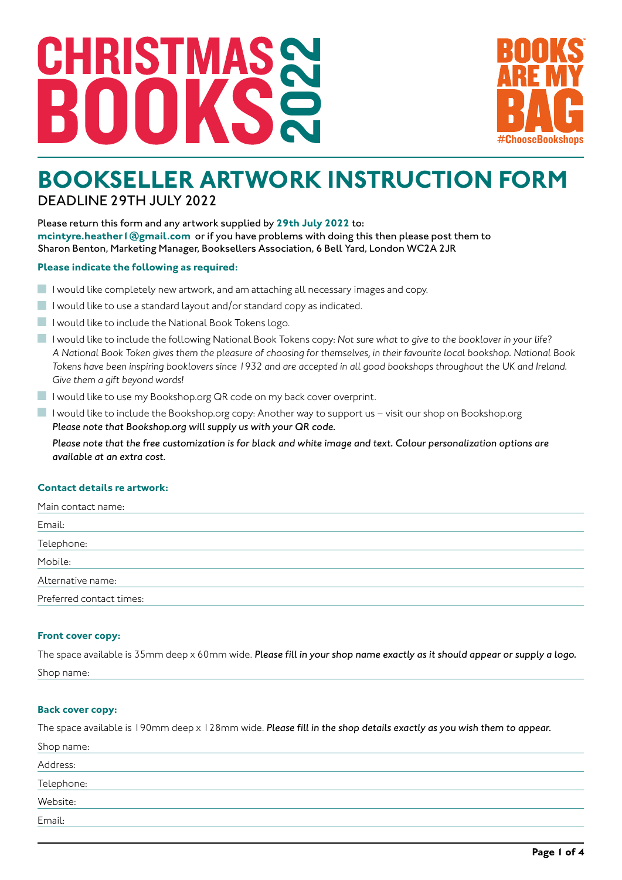# CHRISTMAS BOOKS 2022

BOOKS ARE MY BAG
#ChooseBookshops

## BOOKSELLER ARTWORK INSTRUCTION FORM

DEADLINE 29TH JULY 2022

Please return this form and any artwork supplied by **29th July 2022** to:
**mcintyre.heather1@gmail.com** or if you have problems with doing this then please post them to Sharon Benton, Marketing Manager, Booksellers Association, 6 Bell Yard, London WC2A 2JR

**Please indicate the following as required:**

- I would like completely new artwork, and am attaching all necessary images and copy.
- I would like to use a standard layout and/or standard copy as indicated.
- I would like to include the National Book Tokens logo.
- I would like to include the following National Book Tokens copy: *Not sure what to give to the booklover in your life? A National Book Token gives them the pleasure of choosing for themselves, in their favourite local bookshop. National Book Tokens have been inspiring booklovers since 1932 and are accepted in all good bookshops throughout the UK and Ireland. Give them a gift beyond words!*
- I would like to use my Bookshop.org QR code on my back cover overprint.
- I would like to include the Bookshop.org copy: Another way to support us – visit our shop on Bookshop.org
  *Please note that Bookshop.org will supply us with your QR code.*

  *Please note that the free customization is for black and white image and text. Colour personalization options are available at an extra cost.*

**Contact details re artwork:**

Main contact name:

Email:

Telephone:

Mobile:

Alternative name:

Preferred contact times:

**Front cover copy:**

The space available is 35mm deep x 60mm wide. *Please fill in your shop name exactly as it should appear or supply a logo.*

Shop name:

**Back cover copy:**

The space available is 190mm deep x 128mm wide. *Please fill in the shop details exactly as you wish them to appear.*

Shop name:

Address:

Telephone:

Website:

Email: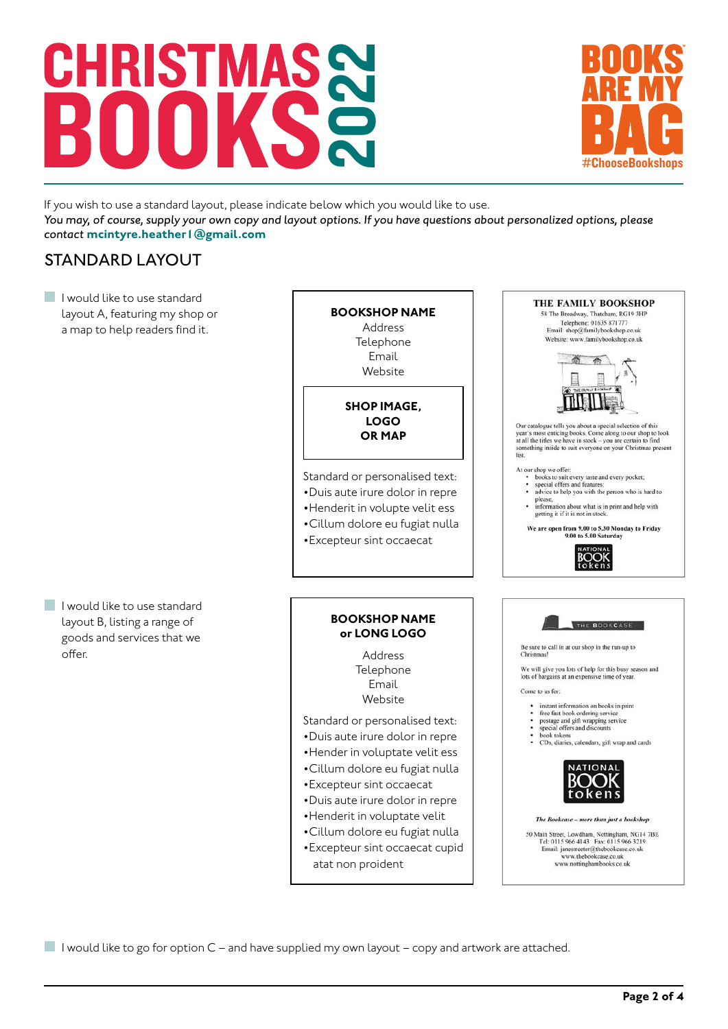# CHRISTMAS BOOKS 2022

BOOKS ARE MY BAG #ChooseBookshops

If you wish to use a standard layout, please indicate below which you would like to use.
*You may, of course, supply your own copy and layout options. If you have questions about personalized options, please contact* **mcintyre.heather1@gmail.com**

## STANDARD LAYOUT

☐ I would like to use standard layout A, featuring my shop or a map to help readers find it.

**BOOKSHOP NAME**
Address
Telephone
Email
Website

**SHOP IMAGE, LOGO OR MAP**

Standard or personalised text:
- Duis aute irure dolor in repre
- Henderit in volupte velit ess
- Cillum dolore eu fugiat nulla
- Excepteur sint occaecat

**THE FAMILY BOOKSHOP**
58 The Broadway, Thatcham, RG19 3HP
Telephone: 01635 871777
Email: shop@familybookshop.co.uk
Website: www.familybookshop.co.uk

Our catalogue tells you about a special selection of this year's most enticing books. Come along to our shop to look at all the titles we have in stock – you are certain to find something inside to suit everyone on your Christmas present list.

At our shop we offer:
- books to suit every taste and every pocket;
- special offers and features;
- advice to help you with the person who is hard to please;
- information about what is in print and help with getting it if it is not in stock.

**We are open from 9.00 to 5.30 Monday to Friday 9.00 to 5.00 Saturday**

NATIONAL BOOK tokens

☐ I would like to use standard layout B, listing a range of goods and services that we offer.

**BOOKSHOP NAME or LONG LOGO**

Address
Telephone
Email
Website

Standard or personalised text:
- Duis aute irure dolor in repre
- Hender in voluptate velit ess
- Cillum dolore eu fugiat nulla
- Excepteur sint occaecat
- Duis aute irure dolor in repre
- Henderit in voluptate velit
- Cillum dolore eu fugiat nulla
- Excepteur sint occaecat cupid atat non proident

THE BOOKCASE

Be sure to call in at our shop in the run-up to Christmas!

We will give you lots of help for this busy season and lots of bargains at an expensive time of year.

Come to us for:
- instant information on books in print
- free fast book ordering service
- postage and gift wrapping service
- special offers and discounts
- book tokens
- CDs, diaries, calendars, gift wrap and cards

NATIONAL BOOK tokens

*The Bookcase – more than just a bookshop*

50 Main Street, Lowdham, Nottingham, NG14 7BE
Tel: 0115 966 4143 Fax: 0115 966 3219
Email: janestreeter@thebookcase.co.uk
www.thebookcase.co.uk
www.nottinghambooks.co.uk

☐ I would like to go for option C – and have supplied my own layout – copy and artwork are attached.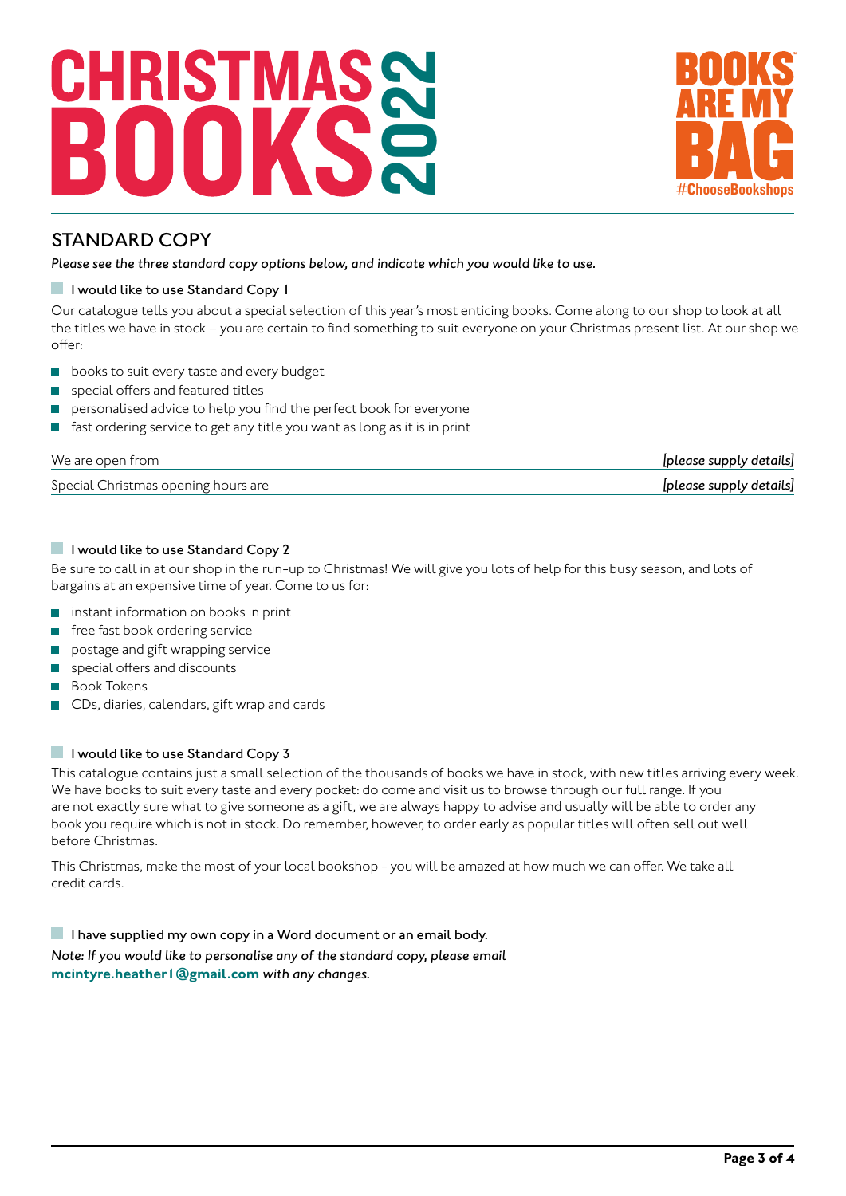# CHRISTMAS BOOKS 2022

BOOKS ARE MY BAG #ChooseBookshops

## STANDARD COPY

*Please see the three standard copy options below, and indicate which you would like to use.*

☐ I would like to use Standard Copy 1

Our catalogue tells you about a special selection of this year's most enticing books. Come along to our shop to look at all the titles we have in stock – you are certain to find something to suit everyone on your Christmas present list. At our shop we offer:

- books to suit every taste and every budget
- special offers and featured titles
- personalised advice to help you find the perfect book for everyone
- fast ordering service to get any title you want as long as it is in print

We are open from *[please supply details]*

Special Christmas opening hours are *[please supply details]*

☐ I would like to use Standard Copy 2

Be sure to call in at our shop in the run-up to Christmas! We will give you lots of help for this busy season, and lots of bargains at an expensive time of year. Come to us for:

- instant information on books in print
- free fast book ordering service
- postage and gift wrapping service
- special offers and discounts
- Book Tokens
- CDs, diaries, calendars, gift wrap and cards

☐ I would like to use Standard Copy 3

This catalogue contains just a small selection of the thousands of books we have in stock, with new titles arriving every week. We have books to suit every taste and every pocket: do come and visit us to browse through our full range. If you are not exactly sure what to give someone as a gift, we are always happy to advise and usually will be able to order any book you require which is not in stock. Do remember, however, to order early as popular titles will often sell out well before Christmas.

This Christmas, make the most of your local bookshop - you will be amazed at how much we can offer. We take all credit cards.

☐ I have supplied my own copy in a Word document or an email body.

*Note: If you would like to personalise any of the standard copy, please email* **mcintyre.heather1@gmail.com** *with any changes.*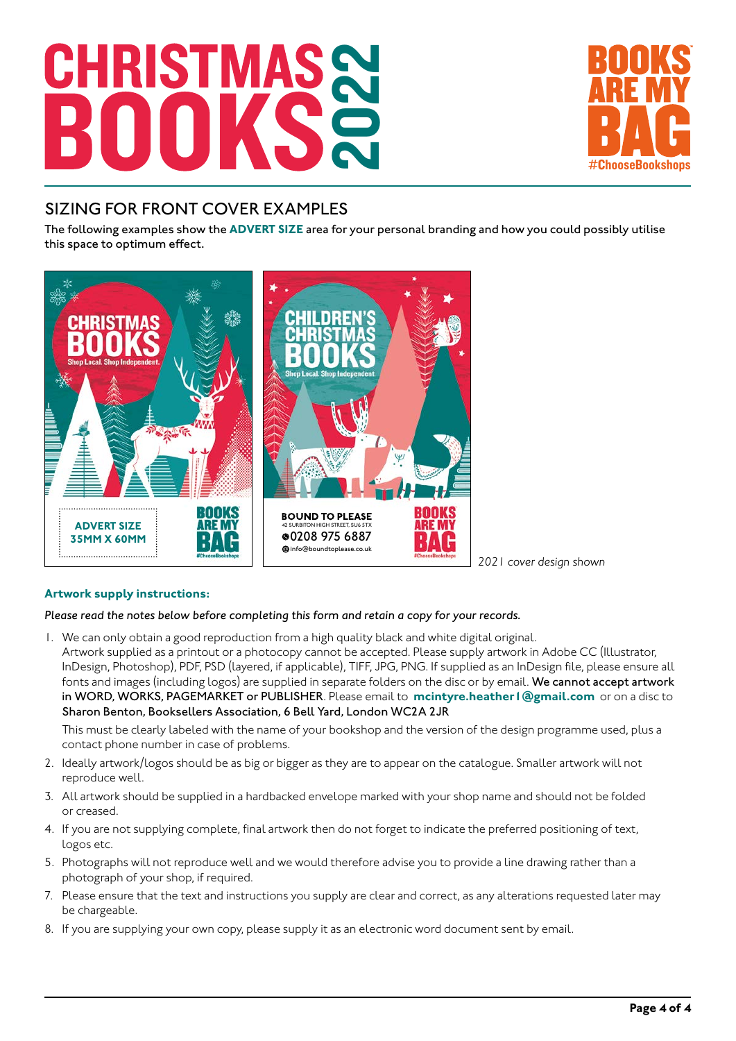# CHRISTMAS BOOKS 2022

BOOKS ARE MY BAG #ChooseBookshops

## SIZING FOR FRONT COVER EXAMPLES

The following examples show the **ADVERT SIZE** area for your personal branding and how you could possibly utilise this space to optimum effect.

CHRISTMAS BOOKS
Shop Local. Shop Independent.

ADVERT SIZE
35MM X 60MM

BOOKS ARE MY BAG #ChooseBookshops

CHILDREN'S CHRISTMAS BOOKS
Shop Local. Shop Independent.

BOUND TO PLEASE
42 SURBITON HIGH STREET, SU6 5TX
0208 975 6887
info@boundtoplease.co.uk

BOOKS ARE MY BAG #ChooseBookshops

*2021 cover design shown*

**Artwork supply instructions:**

*Please read the notes below before completing this form and retain a copy for your records.*

1. We can only obtain a good reproduction from a high quality black and white digital original. Artwork supplied as a printout or a photocopy cannot be accepted. Please supply artwork in Adobe CC (Illustrator, InDesign, Photoshop), PDF, PSD (layered, if applicable), TIFF, JPG, PNG. If supplied as an InDesign file, please ensure all fonts and images (including logos) are supplied in separate folders on the disc or by email. **We cannot accept artwork in WORD, WORKS, PAGEMARKET or PUBLISHER**. Please email to **mcintyre.heather1@gmail.com** or on a disc to **Sharon Benton, Booksellers Association, 6 Bell Yard, London WC2A 2JR**

   This must be clearly labeled with the name of your bookshop and the version of the design programme used, plus a contact phone number in case of problems.
2. Ideally artwork/logos should be as big or bigger as they are to appear on the catalogue. Smaller artwork will not reproduce well.
3. All artwork should be supplied in a hardbacked envelope marked with your shop name and should not be folded or creased.
4. If you are not supplying complete, final artwork then do not forget to indicate the preferred positioning of text, logos etc.
5. Photographs will not reproduce well and we would therefore advise you to provide a line drawing rather than a photograph of your shop, if required.
7. Please ensure that the text and instructions you supply are clear and correct, as any alterations requested later may be chargeable.
8. If you are supplying your own copy, please supply it as an electronic word document sent by email.